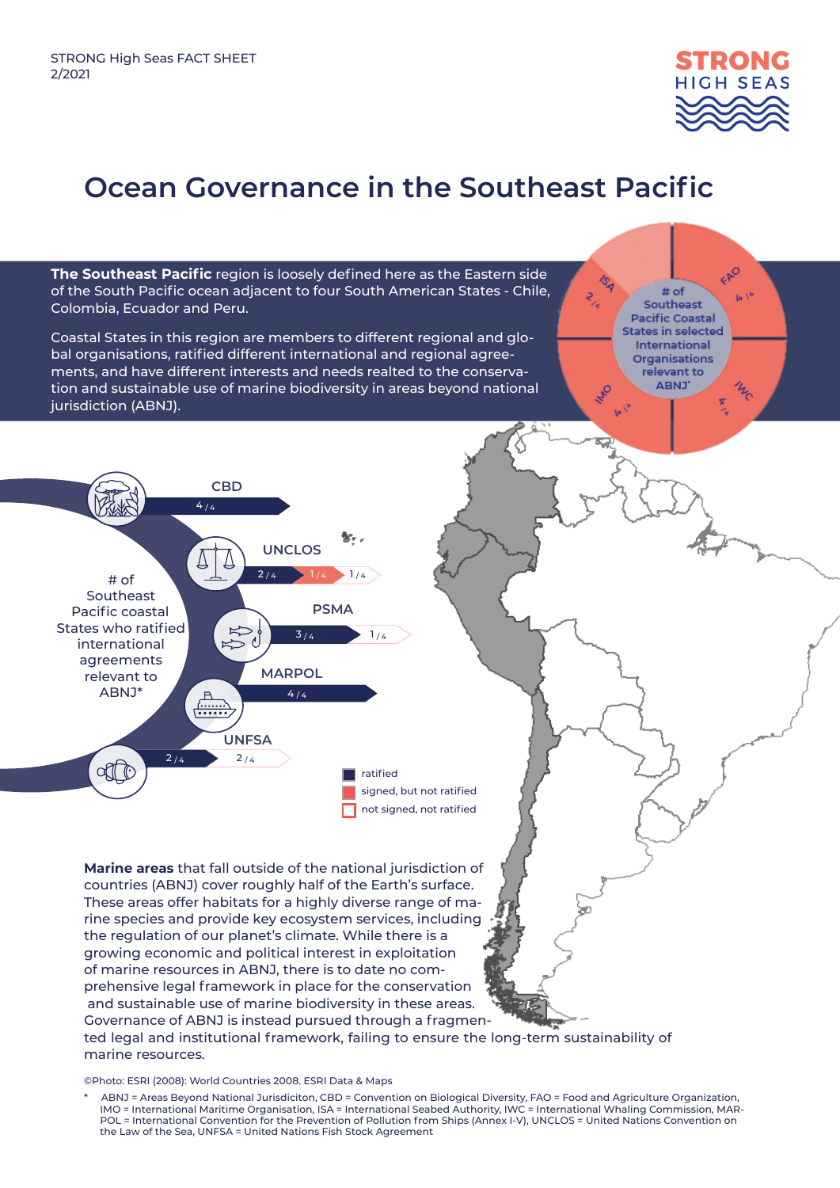STRONG High Seas FACT SHEET
2/2021

# Ocean Governance in the Southeast Pacific

**The Southeast Pacific** region is loosely defined here as the Eastern side of the South Pacific ocean adjacent to four South American States - Chile, Colombia, Ecuador and Peru.

Coastal States in this region are members to different regional and global organisations, ratified different international and regional agreements, and have different interests and needs realted to the conservation and sustainable use of marine biodiversity in areas beyond national jurisdiction (ABNJ).

**# of Southeast Pacific Coastal States in selected International Organisations relevant to ABNJ***

| Organisation | # of States |
|---|---|
| FAO | 4/4 |
| IWC | 4/4 |
| IMO | 4/4 |
| ISA | 2/4 |

**# of Southeast Pacific coastal States who ratified international agreements relevant to ABNJ***

| Agreement | ratified | signed, but not ratified | not signed, not ratified |
|---|---|---|---|
| CBD | 4/4 | | |
| UNCLOS | 2/4 | 1/4 | 1/4 |
| PSMA | 3/4 | | 1/4 |
| MARPOL | 4/4 | | |
| UNFSA | 2/4 | | 2/4 |

**Marine areas** that fall outside of the national jurisdiction of countries (ABNJ) cover roughly half of the Earth's surface. These areas offer habitats for a highly diverse range of marine species and provide key ecosystem services, including the regulation of our planet's climate. While there is a growing economic and political interest in exploitation of marine resources in ABNJ, there is to date no comprehensive legal framework in place for the conservation and sustainable use of marine biodiversity in these areas. Governance of ABNJ is instead pursued through a fragmented legal and institutional framework, failing to ensure the long-term sustainability of marine resources.

©Photo: ESRI (2008): World Countries 2008. ESRI Data & Maps

\* ABNJ = Areas Beyond National Jurisdiciton, CBD = Convention on Biological Diversity, FAO = Food and Agriculture Organization, IMO = International Maritime Organisation, ISA = International Seabed Authority, IWC = International Whaling Commission, MARPOL = International Convention for the Prevention of Pollution from Ships (Annex I-V), UNCLOS = United Nations Convention on the Law of the Sea, UNFSA = United Nations Fish Stock Agreement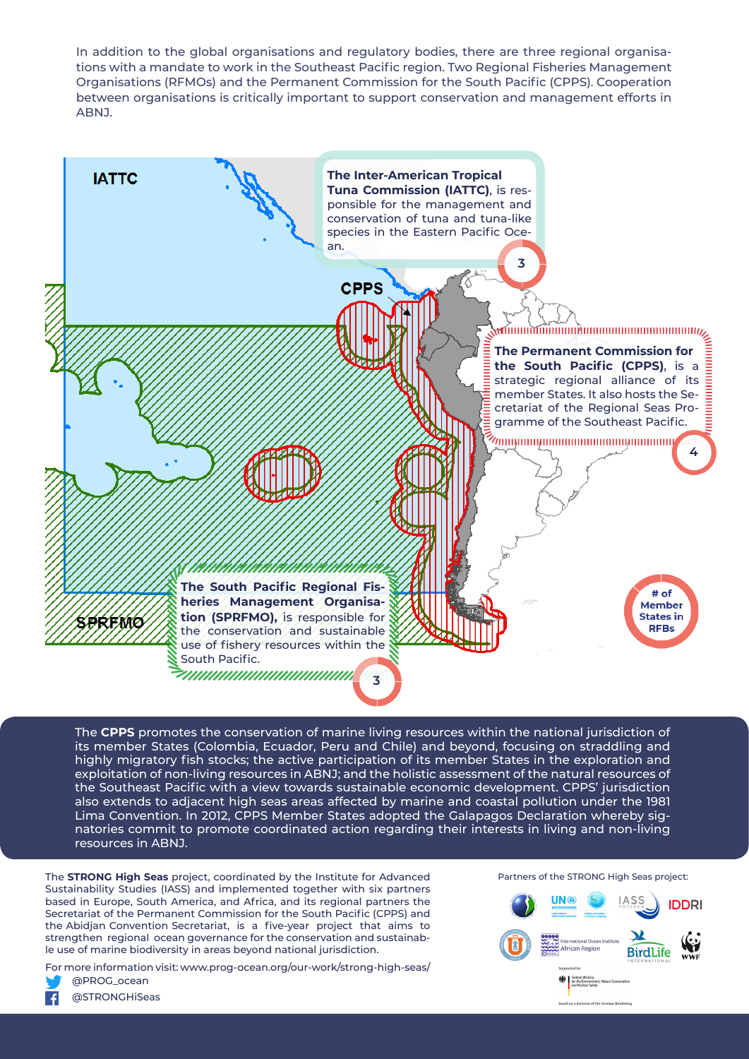In addition to the global organisations and regulatory bodies, there are three regional organisations with a mandate to work in the Southeast Pacific region. Two Regional Fisheries Management Organisations (RFMOs) and the Permanent Commission for the South Pacific (CPPS). Cooperation between organisations is critically important to support conservation and management efforts in ABNJ.

IATTC

**The Inter-American Tropical Tuna Commission (IATTC)**, is responsible for the management and conservation of tuna and tuna-like species in the Eastern Pacific Ocean.

3

CPPS

**The Permanent Commission for the South Pacific (CPPS)**, is a strategic regional alliance of its member States. It also hosts the Secretariat of the Regional Seas Programme of the Southeast Pacific.

4

SPRFMO

**The South Pacific Regional Fisheries Management Organisation (SPRFMO),** is responsible for the conservation and sustainable use of fishery resources within the South Pacific.

3

# of Member States in RFBs

The **CPPS** promotes the conservation of marine living resources within the national jurisdiction of its member States (Colombia, Ecuador, Peru and Chile) and beyond, focusing on straddling and highly migratory fish stocks; the active participation of its member States in the exploration and exploitation of non-living resources in ABNJ; and the holistic assessment of the natural resources of the Southeast Pacific with a view towards sustainable economic development. CPPS' jurisdiction also extends to adjacent high seas areas affected by marine and coastal pollution under the 1981 Lima Convention. In 2012, CPPS Member States adopted the Galapagos Declaration whereby signatories commit to promote coordinated action regarding their interests in living and non-living resources in ABNJ.

The **STRONG High Seas** project, coordinated by the Institute for Advanced Sustainability Studies (IASS) and implemented together with six partners based in Europe, South America, and Africa, and its regional partners the Secretariat of the Permanent Commission for the South Pacific (CPPS) and the Abidjan Convention Secretariat, is a five-year project that aims to strengthen regional ocean governance for the conservation and sustainable use of marine biodiversity in areas beyond national jurisdiction.

For more information visit: www.prog-ocean.org/our-work/strong-high-seas/

@PROG_ocean

@STRONGHiSeas

Partners of the STRONG High Seas project: